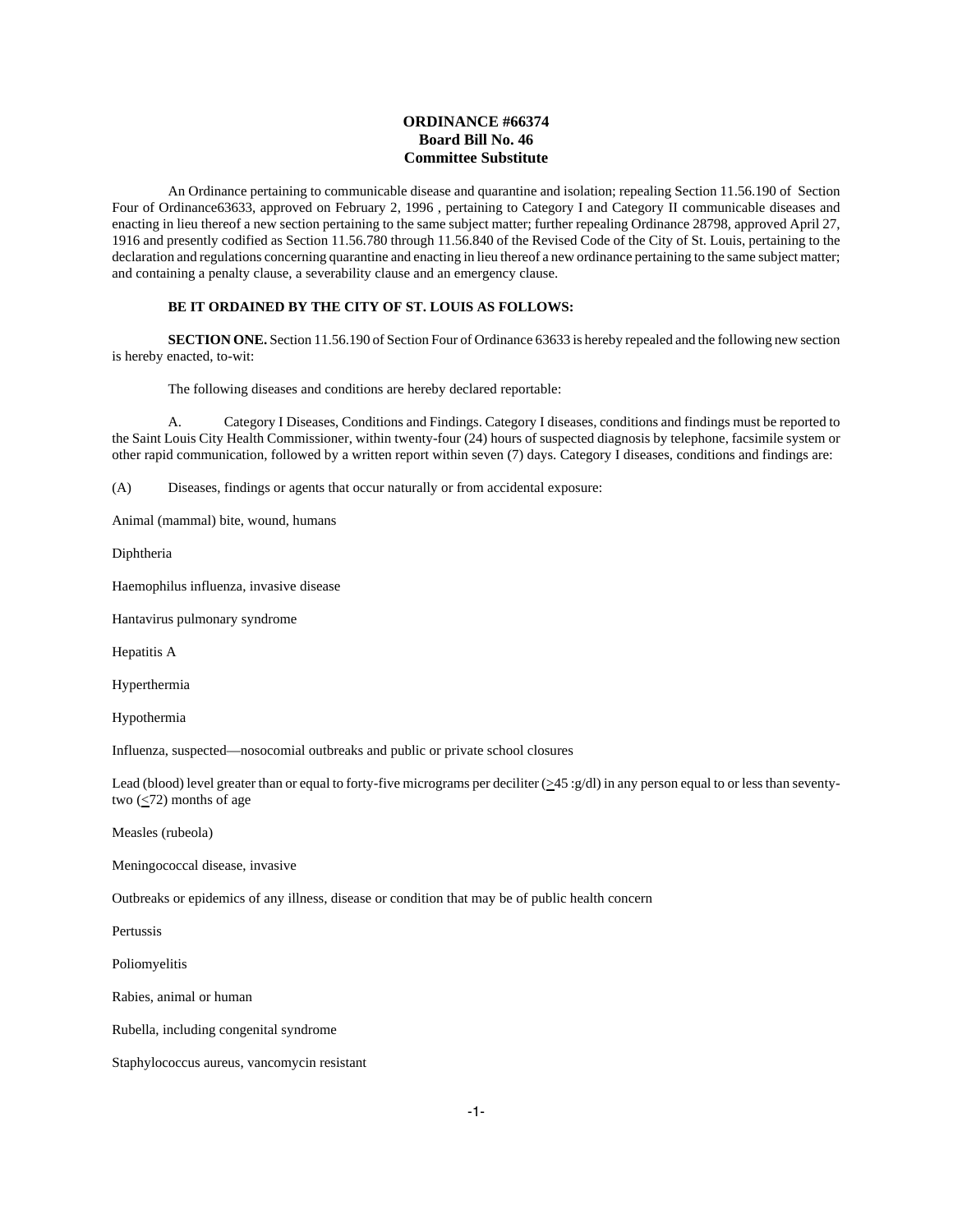**ORDINANCE #66374**
**Board Bill No. 46**
**Committee Substitute**

An Ordinance pertaining to communicable disease and quarantine and isolation; repealing Section 11.56.190 of Section Four of Ordinance63633, approved on February 2, 1996 , pertaining to Category I and Category II communicable diseases and enacting in lieu thereof a new section pertaining to the same subject matter; further repealing Ordinance 28798, approved April 27, 1916 and presently codified as Section 11.56.780 through 11.56.840 of the Revised Code of the City of St. Louis, pertaining to the declaration and regulations concerning quarantine and enacting in lieu thereof a new ordinance pertaining to the same subject matter; and containing a penalty clause, a severability clause and an emergency clause.

**BE IT ORDAINED BY THE CITY OF ST. LOUIS AS FOLLOWS:**

**SECTION ONE.** Section 11.56.190 of Section Four of Ordinance 63633 is hereby repealed and the following new section is hereby enacted, to-wit:

The following diseases and conditions are hereby declared reportable:

A. Category I Diseases, Conditions and Findings. Category I diseases, conditions and findings must be reported to the Saint Louis City Health Commissioner, within twenty-four (24) hours of suspected diagnosis by telephone, facsimile system or other rapid communication, followed by a written report within seven (7) days. Category I diseases, conditions and findings are:

(A) Diseases, findings or agents that occur naturally or from accidental exposure:

Animal (mammal) bite, wound, humans

Diphtheria

Haemophilus influenza, invasive disease

Hantavirus pulmonary syndrome

Hepatitis A

Hyperthermia

Hypothermia

Influenza, suspected—nosocomial outbreaks and public or private school closures

Lead (blood) level greater than or equal to forty-five micrograms per deciliter ($\geq$45 :g/dl) in any person equal to or less than seventy-two ($\leq$72) months of age

Measles (rubeola)

Meningococcal disease, invasive

Outbreaks or epidemics of any illness, disease or condition that may be of public health concern

Pertussis

Poliomyelitis

Rabies, animal or human

Rubella, including congenital syndrome

Staphylococcus aureus, vancomycin resistant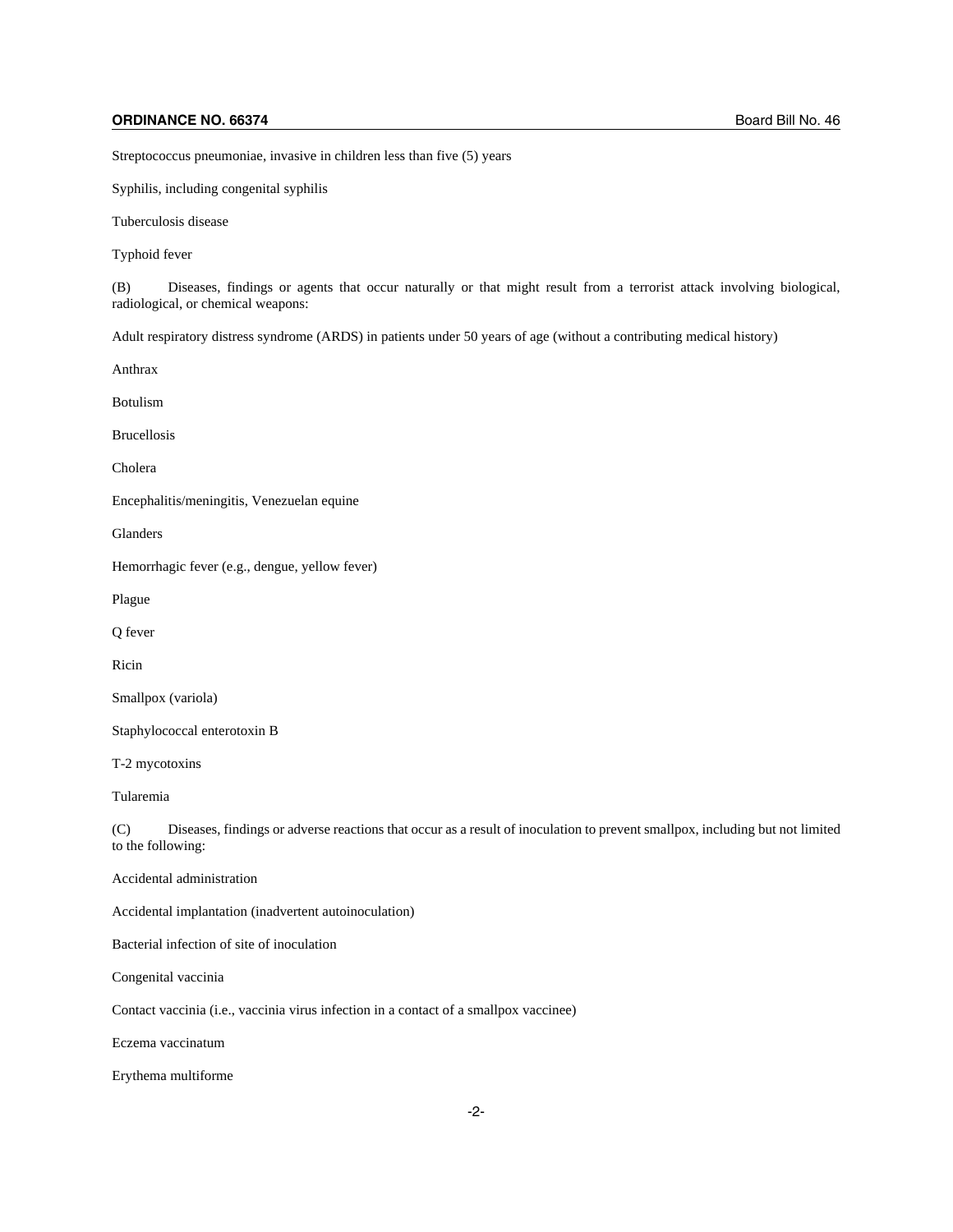Streptococcus pneumoniae, invasive in children less than five (5) years

Syphilis, including congenital syphilis

Tuberculosis disease

Typhoid fever

(B) Diseases, findings or agents that occur naturally or that might result from a terrorist attack involving biological, radiological, or chemical weapons:

Adult respiratory distress syndrome (ARDS) in patients under 50 years of age (without a contributing medical history)

Anthrax

Botulism

Brucellosis

Cholera

Encephalitis/meningitis, Venezuelan equine

Glanders

Hemorrhagic fever (e.g., dengue, yellow fever)

Plague

Q fever

Ricin

Smallpox (variola)

Staphylococcal enterotoxin B

T-2 mycotoxins

Tularemia

(C) Diseases, findings or adverse reactions that occur as a result of inoculation to prevent smallpox, including but not limited to the following:

Accidental administration

Accidental implantation (inadvertent autoinoculation)

Bacterial infection of site of inoculation

Congenital vaccinia

Contact vaccinia (i.e., vaccinia virus infection in a contact of a smallpox vaccinee)

Eczema vaccinatum

Erythema multiforme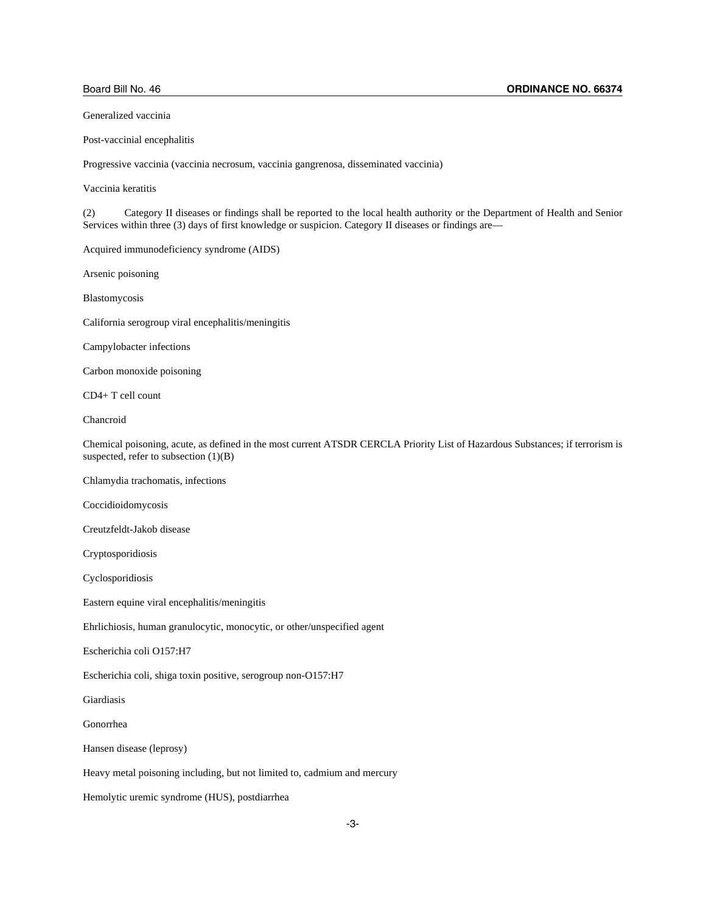Generalized vaccinia

Post-vaccinial encephalitis

Progressive vaccinia (vaccinia necrosum, vaccinia gangrenosa, disseminated vaccinia)

Vaccinia keratitis

(2) Category II diseases or findings shall be reported to the local health authority or the Department of Health and Senior Services within three (3) days of first knowledge or suspicion. Category II diseases or findings are—

Acquired immunodeficiency syndrome (AIDS)

Arsenic poisoning

Blastomycosis

California serogroup viral encephalitis/meningitis

Campylobacter infections

Carbon monoxide poisoning

CD4+ T cell count

Chancroid

Chemical poisoning, acute, as defined in the most current ATSDR CERCLA Priority List of Hazardous Substances; if terrorism is suspected, refer to subsection (1)(B)

Chlamydia trachomatis, infections

Coccidioidomycosis

Creutzfeldt-Jakob disease

Cryptosporidiosis

Cyclosporidiosis

Eastern equine viral encephalitis/meningitis

Ehrlichiosis, human granulocytic, monocytic, or other/unspecified agent

Escherichia coli O157:H7

Escherichia coli, shiga toxin positive, serogroup non-O157:H7

Giardiasis

Gonorrhea

Hansen disease (leprosy)

Heavy metal poisoning including, but not limited to, cadmium and mercury

Hemolytic uremic syndrome (HUS), postdiarrhea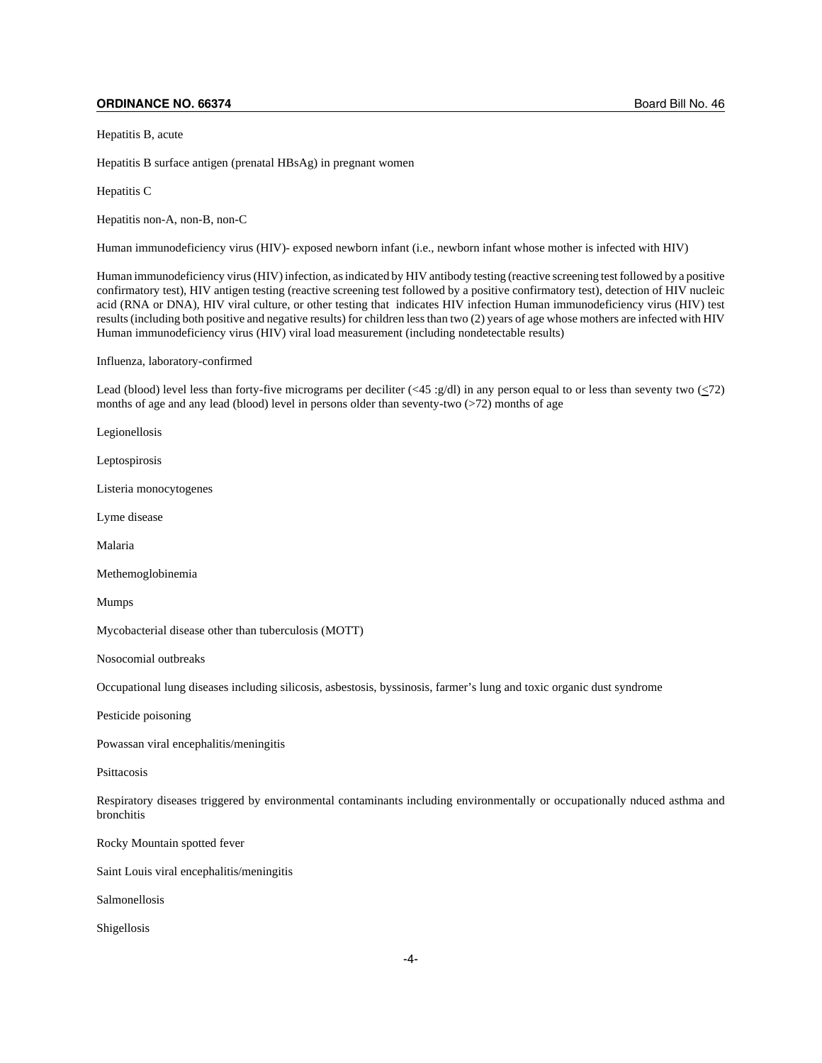Hepatitis B, acute

Hepatitis B surface antigen (prenatal HBsAg) in pregnant women

Hepatitis C

Hepatitis non-A, non-B, non-C

Human immunodeficiency virus (HIV)- exposed newborn infant (i.e., newborn infant whose mother is infected with HIV)

Human immunodeficiency virus (HIV) infection, as indicated by HIV antibody testing (reactive screening test followed by a positive confirmatory test), HIV antigen testing (reactive screening test followed by a positive confirmatory test), detection of HIV nucleic acid (RNA or DNA), HIV viral culture, or other testing that indicates HIV infection Human immunodeficiency virus (HIV) test results (including both positive and negative results) for children less than two (2) years of age whose mothers are infected with HIV Human immunodeficiency virus (HIV) viral load measurement (including nondetectable results)

Influenza, laboratory-confirmed

Lead (blood) level less than forty-five micrograms per deciliter (<45 :g/dl) in any person equal to or less than seventy two (≤72) months of age and any lead (blood) level in persons older than seventy-two (>72) months of age

Legionellosis

Leptospirosis

Listeria monocytogenes

Lyme disease

Malaria

Methemoglobinemia

Mumps

Mycobacterial disease other than tuberculosis (MOTT)

Nosocomial outbreaks

Occupational lung diseases including silicosis, asbestosis, byssinosis, farmer's lung and toxic organic dust syndrome

Pesticide poisoning

Powassan viral encephalitis/meningitis

Psittacosis

Respiratory diseases triggered by environmental contaminants including environmentally or occupationally nduced asthma and bronchitis

Rocky Mountain spotted fever

Saint Louis viral encephalitis/meningitis

Salmonellosis

Shigellosis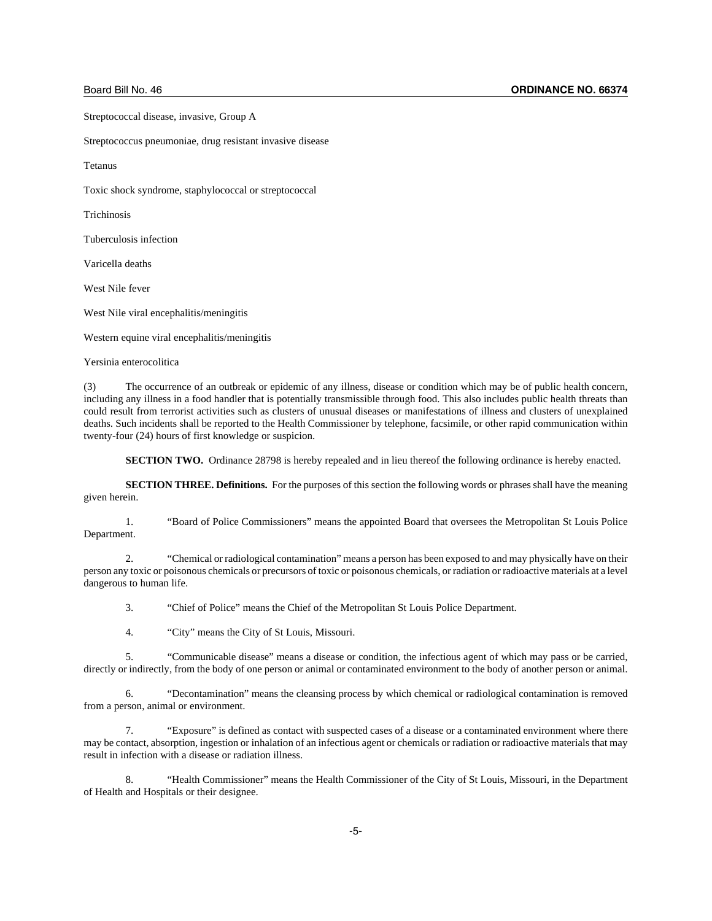Streptococcal disease, invasive, Group A

Streptococcus pneumoniae, drug resistant invasive disease

Tetanus

Toxic shock syndrome, staphylococcal or streptococcal

Trichinosis

Tuberculosis infection

Varicella deaths

West Nile fever

West Nile viral encephalitis/meningitis

Western equine viral encephalitis/meningitis

Yersinia enterocolitica

(3) The occurrence of an outbreak or epidemic of any illness, disease or condition which may be of public health concern, including any illness in a food handler that is potentially transmissible through food. This also includes public health threats than could result from terrorist activities such as clusters of unusual diseases or manifestations of illness and clusters of unexplained deaths. Such incidents shall be reported to the Health Commissioner by telephone, facsimile, or other rapid communication within twenty-four (24) hours of first knowledge or suspicion.

**SECTION TWO.** Ordinance 28798 is hereby repealed and in lieu thereof the following ordinance is hereby enacted.

**SECTION THREE. Definitions.** For the purposes of this section the following words or phrases shall have the meaning given herein.

1. "Board of Police Commissioners" means the appointed Board that oversees the Metropolitan St Louis Police Department.

2. "Chemical or radiological contamination" means a person has been exposed to and may physically have on their person any toxic or poisonous chemicals or precursors of toxic or poisonous chemicals, or radiation or radioactive materials at a level dangerous to human life.

3. "Chief of Police" means the Chief of the Metropolitan St Louis Police Department.

4. "City" means the City of St Louis, Missouri.

5. "Communicable disease" means a disease or condition, the infectious agent of which may pass or be carried, directly or indirectly, from the body of one person or animal or contaminated environment to the body of another person or animal.

6. "Decontamination" means the cleansing process by which chemical or radiological contamination is removed from a person, animal or environment.

7. "Exposure" is defined as contact with suspected cases of a disease or a contaminated environment where there may be contact, absorption, ingestion or inhalation of an infectious agent or chemicals or radiation or radioactive materials that may result in infection with a disease or radiation illness.

8. "Health Commissioner" means the Health Commissioner of the City of St Louis, Missouri, in the Department of Health and Hospitals or their designee.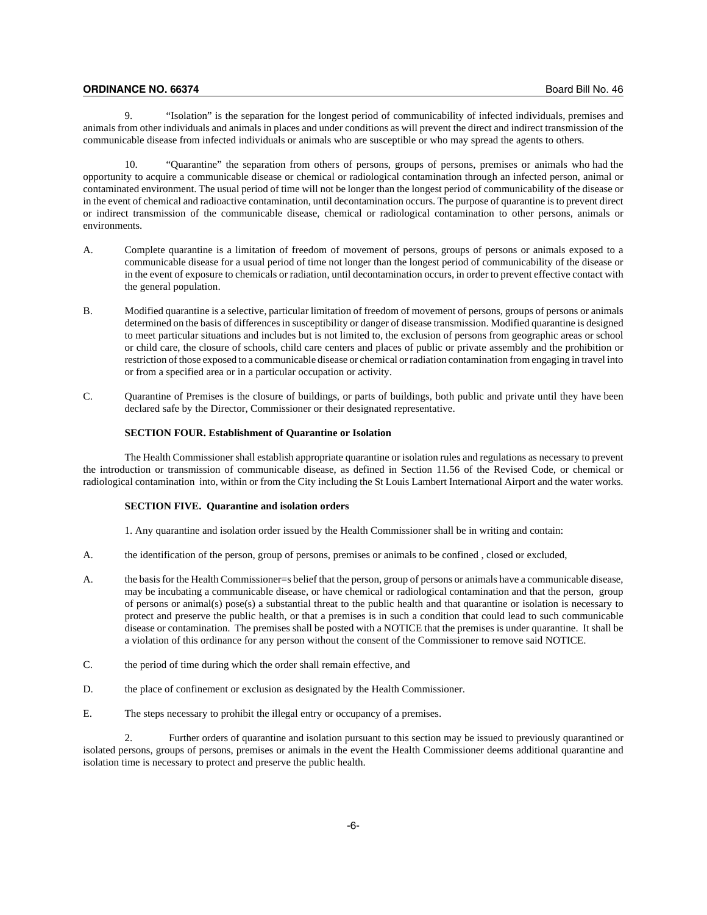9. "Isolation" is the separation for the longest period of communicability of infected individuals, premises and animals from other individuals and animals in places and under conditions as will prevent the direct and indirect transmission of the communicable disease from infected individuals or animals who are susceptible or who may spread the agents to others.

10. "Quarantine" the separation from others of persons, groups of persons, premises or animals who had the opportunity to acquire a communicable disease or chemical or radiological contamination through an infected person, animal or contaminated environment. The usual period of time will not be longer than the longest period of communicability of the disease or in the event of chemical and radioactive contamination, until decontamination occurs. The purpose of quarantine is to prevent direct or indirect transmission of the communicable disease, chemical or radiological contamination to other persons, animals or environments.

A. Complete quarantine is a limitation of freedom of movement of persons, groups of persons or animals exposed to a communicable disease for a usual period of time not longer than the longest period of communicability of the disease or in the event of exposure to chemicals or radiation, until decontamination occurs, in order to prevent effective contact with the general population.

B. Modified quarantine is a selective, particular limitation of freedom of movement of persons, groups of persons or animals determined on the basis of differences in susceptibility or danger of disease transmission. Modified quarantine is designed to meet particular situations and includes but is not limited to, the exclusion of persons from geographic areas or school or child care, the closure of schools, child care centers and places of public or private assembly and the prohibition or restriction of those exposed to a communicable disease or chemical or radiation contamination from engaging in travel into or from a specified area or in a particular occupation or activity.

C. Quarantine of Premises is the closure of buildings, or parts of buildings, both public and private until they have been declared safe by the Director, Commissioner or their designated representative.

**SECTION FOUR. Establishment of Quarantine or Isolation**

The Health Commissioner shall establish appropriate quarantine or isolation rules and regulations as necessary to prevent the introduction or transmission of communicable disease, as defined in Section 11.56 of the Revised Code, or chemical or radiological contamination into, within or from the City including the St Louis Lambert International Airport and the water works.

**SECTION FIVE. Quarantine and isolation orders**

1. Any quarantine and isolation order issued by the Health Commissioner shall be in writing and contain:

A. the identification of the person, group of persons, premises or animals to be confined , closed or excluded,

A. the basis for the Health Commissioner=s belief that the person, group of persons or animals have a communicable disease, may be incubating a communicable disease, or have chemical or radiological contamination and that the person, group of persons or animal(s) pose(s) a substantial threat to the public health and that quarantine or isolation is necessary to protect and preserve the public health, or that a premises is in such a condition that could lead to such communicable disease or contamination. The premises shall be posted with a NOTICE that the premises is under quarantine. It shall be a violation of this ordinance for any person without the consent of the Commissioner to remove said NOTICE.

C. the period of time during which the order shall remain effective, and

D. the place of confinement or exclusion as designated by the Health Commissioner.

E. The steps necessary to prohibit the illegal entry or occupancy of a premises.

2. Further orders of quarantine and isolation pursuant to this section may be issued to previously quarantined or isolated persons, groups of persons, premises or animals in the event the Health Commissioner deems additional quarantine and isolation time is necessary to protect and preserve the public health.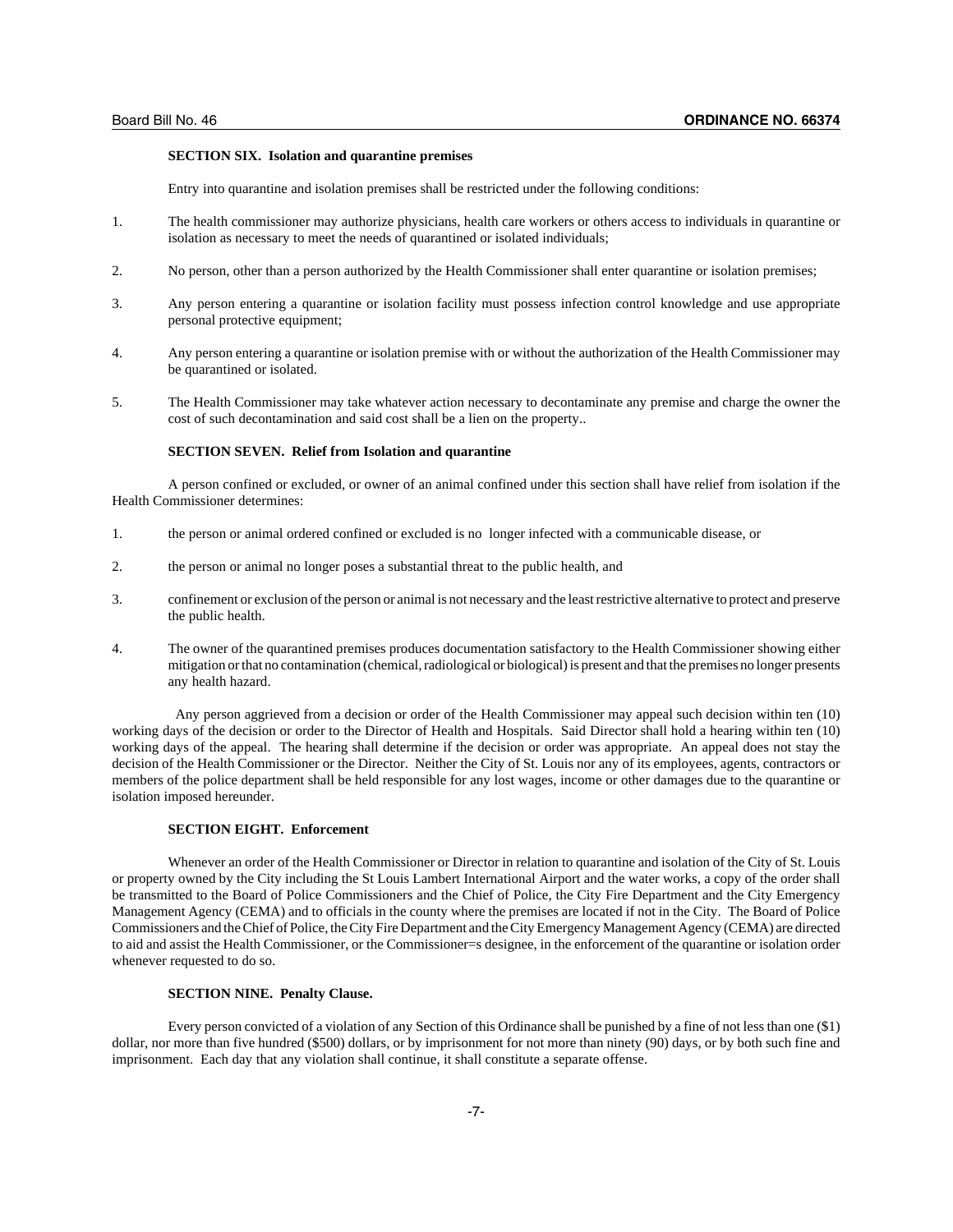**SECTION SIX. Isolation and quarantine premises**

Entry into quarantine and isolation premises shall be restricted under the following conditions:

1. The health commissioner may authorize physicians, health care workers or others access to individuals in quarantine or isolation as necessary to meet the needs of quarantined or isolated individuals;

2. No person, other than a person authorized by the Health Commissioner shall enter quarantine or isolation premises;

3. Any person entering a quarantine or isolation facility must possess infection control knowledge and use appropriate personal protective equipment;

4. Any person entering a quarantine or isolation premise with or without the authorization of the Health Commissioner may be quarantined or isolated.

5. The Health Commissioner may take whatever action necessary to decontaminate any premise and charge the owner the cost of such decontamination and said cost shall be a lien on the property..

**SECTION SEVEN. Relief from Isolation and quarantine**

A person confined or excluded, or owner of an animal confined under this section shall have relief from isolation if the Health Commissioner determines:

1. the person or animal ordered confined or excluded is no longer infected with a communicable disease, or

2. the person or animal no longer poses a substantial threat to the public health, and

3. confinement or exclusion of the person or animal is not necessary and the least restrictive alternative to protect and preserve the public health.

4. The owner of the quarantined premises produces documentation satisfactory to the Health Commissioner showing either mitigation or that no contamination (chemical, radiological or biological) is present and that the premises no longer presents any health hazard.

Any person aggrieved from a decision or order of the Health Commissioner may appeal such decision within ten (10) working days of the decision or order to the Director of Health and Hospitals. Said Director shall hold a hearing within ten (10) working days of the appeal. The hearing shall determine if the decision or order was appropriate. An appeal does not stay the decision of the Health Commissioner or the Director. Neither the City of St. Louis nor any of its employees, agents, contractors or members of the police department shall be held responsible for any lost wages, income or other damages due to the quarantine or isolation imposed hereunder.

**SECTION EIGHT. Enforcement**

Whenever an order of the Health Commissioner or Director in relation to quarantine and isolation of the City of St. Louis or property owned by the City including the St Louis Lambert International Airport and the water works, a copy of the order shall be transmitted to the Board of Police Commissioners and the Chief of Police, the City Fire Department and the City Emergency Management Agency (CEMA) and to officials in the county where the premises are located if not in the City. The Board of Police Commissioners and the Chief of Police, the City Fire Department and the City Emergency Management Agency (CEMA) are directed to aid and assist the Health Commissioner, or the Commissioner=s designee, in the enforcement of the quarantine or isolation order whenever requested to do so.

**SECTION NINE. Penalty Clause.**

Every person convicted of a violation of any Section of this Ordinance shall be punished by a fine of not less than one ($1) dollar, nor more than five hundred ($500) dollars, or by imprisonment for not more than ninety (90) days, or by both such fine and imprisonment. Each day that any violation shall continue, it shall constitute a separate offense.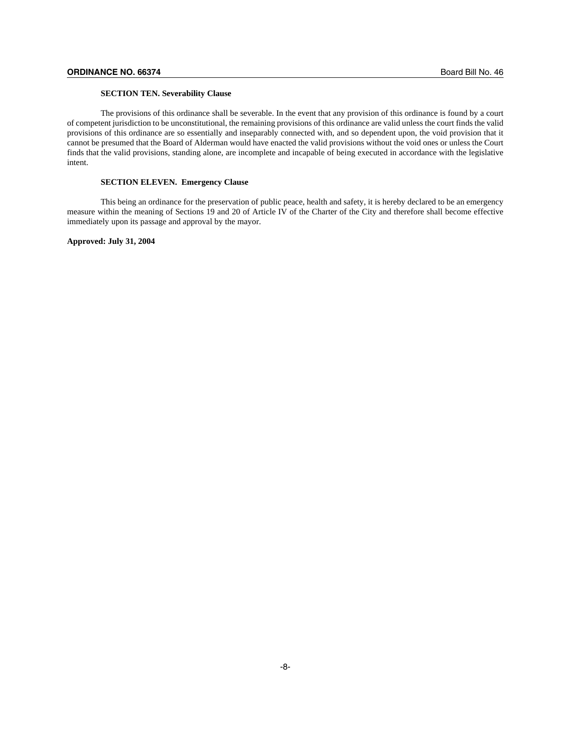**SECTION TEN. Severability Clause**

The provisions of this ordinance shall be severable. In the event that any provision of this ordinance is found by a court of competent jurisdiction to be unconstitutional, the remaining provisions of this ordinance are valid unless the court finds the valid provisions of this ordinance are so essentially and inseparably connected with, and so dependent upon, the void provision that it cannot be presumed that the Board of Alderman would have enacted the valid provisions without the void ones or unless the Court finds that the valid provisions, standing alone, are incomplete and incapable of being executed in accordance with the legislative intent.

**SECTION ELEVEN. Emergency Clause**

This being an ordinance for the preservation of public peace, health and safety, it is hereby declared to be an emergency measure within the meaning of Sections 19 and 20 of Article IV of the Charter of the City and therefore shall become effective immediately upon its passage and approval by the mayor.

**Approved: July 31, 2004**